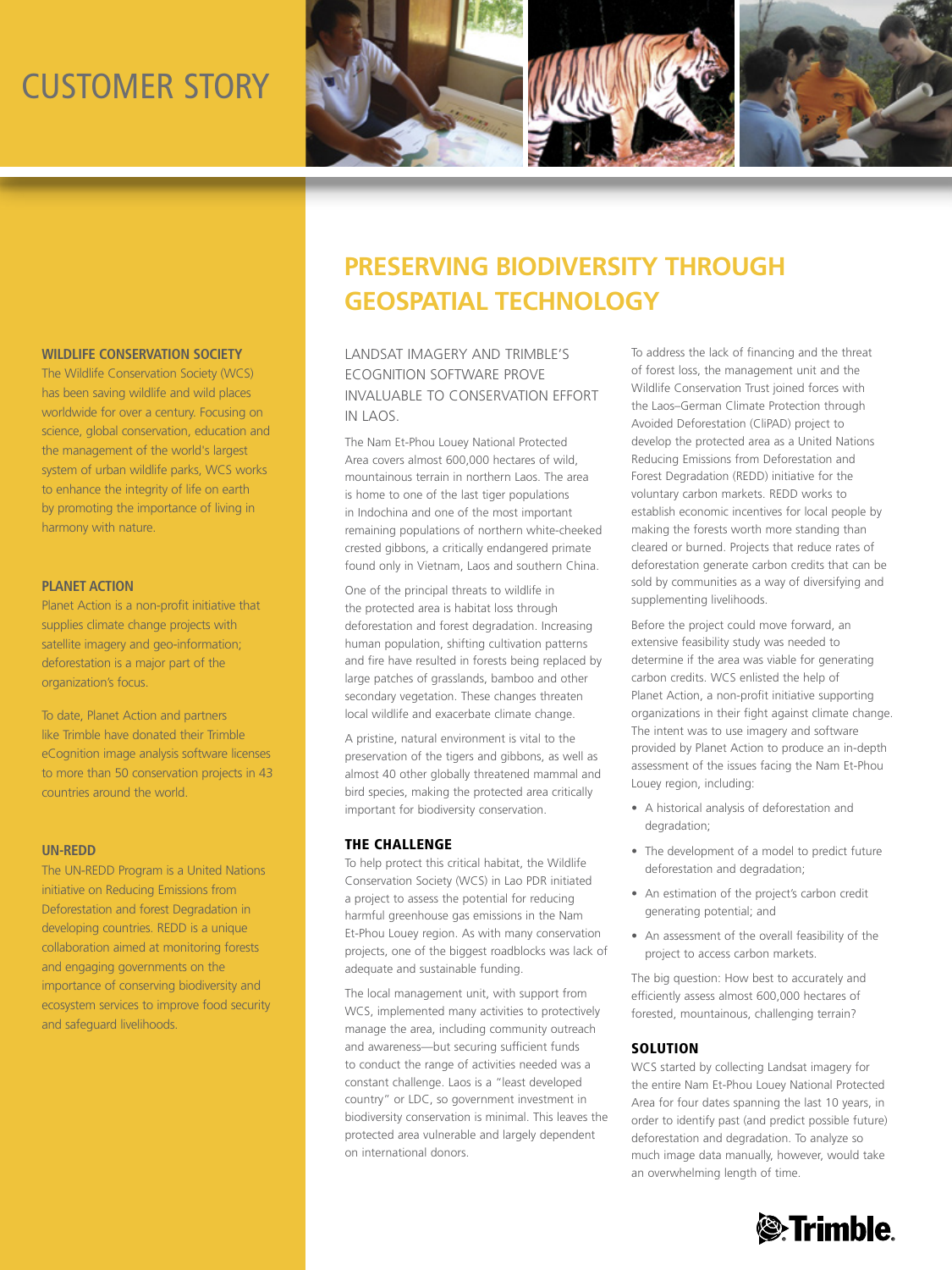# CUSTOMER STORY

## PRESERVING BIODIVERSITY THROUGH GEOSPATIAL TECHNOLOGY

### WILDLIFE CONSERVATION SOCIETY

The Wildlife Conservation Society (WCS) has been saving wildlife and wild places worldwide for over a century. Focusing on science, global conservation, education and the management of the world's largest system of urban wildlife parks, WCS works to enhance the integrity of life on earth by promoting the importance of living in harmony with nature.

### PLANET ACTION

Planet Action is a non-profit initiative that supplies climate change projects with satellite imagery and geo-information; deforestation is a major part of the organization's focus.

To date, Planet Action and partners like Trimble have donated their Trimble eCognition image analysis software licenses to more than 50 conservation projects in 43 countries around the world.

### UN-REDD

The UN-REDD Program is a United Nations initiative on Reducing Emissions from Deforestation and forest Degradation in developing countries. REDD is a unique collaboration aimed at monitoring forests and engaging governments on the importance of conserving biodiversity and ecosystem services to improve food security and safeguard livelihoods.

LANDSAT IMAGERY AND TRIMBLE'S ECOGNITION SOFTWARE PROVE INVALUABLE TO CONSERVATION EFFORT IN LAOS.

The Nam Et-Phou Louey National Protected Area covers almost 600,000 hectares of wild, mountainous terrain in northern Laos. The area is home to one of the last tiger populations in Indochina and one of the most important remaining populations of northern white-cheeked crested gibbons, a critically endangered primate found only in Vietnam, Laos and southern China.

One of the principal threats to wildlife in the protected area is habitat loss through deforestation and forest degradation. Increasing human population, shifting cultivation patterns and fire have resulted in forests being replaced by large patches of grasslands, bamboo and other secondary vegetation. These changes threaten local wildlife and exacerbate climate change.

A pristine, natural environment is vital to the preservation of the tigers and gibbons, as well as almost 40 other globally threatened mammal and bird species, making the protected area critically important for biodiversity conservation.

### THE CHALLENGE

To help protect this critical habitat, the Wildlife Conservation Society (WCS) in Lao PDR initiated a project to assess the potential for reducing harmful greenhouse gas emissions in the Nam Et-Phou Louey region. As with many conservation projects, one of the biggest roadblocks was lack of adequate and sustainable funding.

The local management unit, with support from WCS, implemented many activities to protectively manage the area, including community outreach and awareness—but securing sufficient funds to conduct the range of activities needed was a constant challenge. Laos is a "least developed country" or LDC, so government investment in biodiversity conservation is minimal. This leaves the protected area vulnerable and largely dependent on international donors.

To address the lack of financing and the threat of forest loss, the management unit and the Wildlife Conservation Trust joined forces with the Laos–German Climate Protection through Avoided Deforestation (CliPAD) project to develop the protected area as a United Nations Reducing Emissions from Deforestation and Forest Degradation (REDD) initiative for the voluntary carbon markets. REDD works to establish economic incentives for local people by making the forests worth more standing than cleared or burned. Projects that reduce rates of deforestation generate carbon credits that can be sold by communities as a way of diversifying and supplementing livelihoods.

Before the project could move forward, an extensive feasibility study was needed to determine if the area was viable for generating carbon credits. WCS enlisted the help of Planet Action, a non-profit initiative supporting organizations in their fight against climate change. The intent was to use imagery and software provided by Planet Action to produce an in-depth assessment of the issues facing the Nam Et-Phou Louey region, including:

- A historical analysis of deforestation and degradation;
- The development of a model to predict future deforestation and degradation;
- An estimation of the project's carbon credit generating potential; and
- An assessment of the overall feasibility of the project to access carbon markets.

The big question: How best to accurately and efficiently assess almost 600,000 hectares of forested, mountainous, challenging terrain?

### SOLUTION

WCS started by collecting Landsat imagery for the entire Nam Et-Phou Louey National Protected Area for four dates spanning the last 10 years, in order to identify past (and predict possible future) deforestation and degradation. To analyze so much image data manually, however, would take an overwhelming length of time.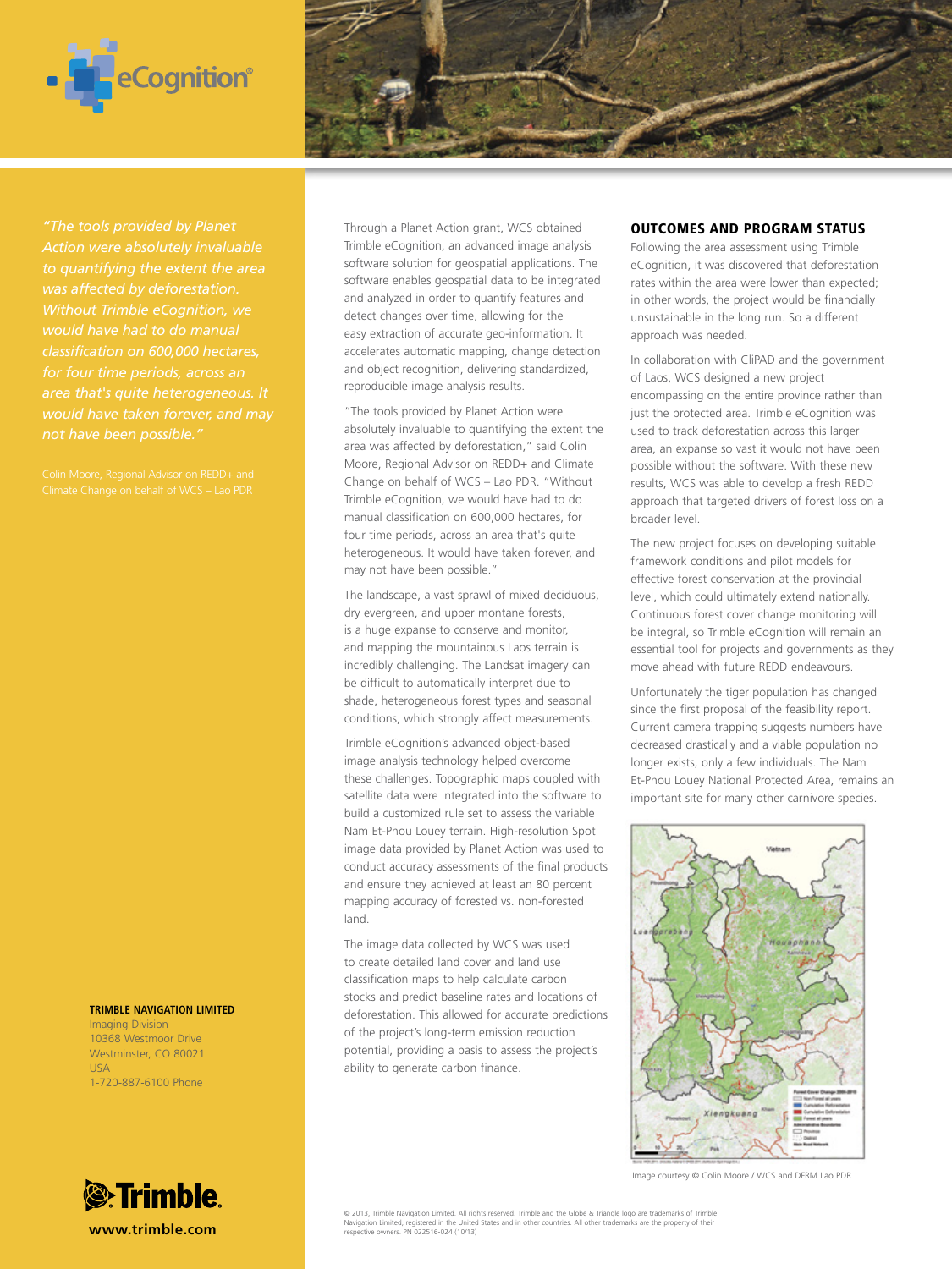*"The tools provided by Planet Action were absolutely invaluable to quantifying the extent the area was affected by deforestation. Without Trimble eCognition, we would have had to do manual classification on 600,000 hectares, for four time periods, across an area that's quite heterogeneous. It would have taken forever, and may not have been possible."*

Colin Moore, Regional Advisor on REDD+ and Climate Change on behalf of WCS – Lao PDR

Through a Planet Action grant, WCS obtained Trimble eCognition, an advanced image analysis software solution for geospatial applications. The software enables geospatial data to be integrated and analyzed in order to quantify features and detect changes over time, allowing for the easy extraction of accurate geo-information. It accelerates automatic mapping, change detection and object recognition, delivering standardized, reproducible image analysis results.

"The tools provided by Planet Action were absolutely invaluable to quantifying the extent the area was affected by deforestation," said Colin Moore, Regional Advisor on REDD+ and Climate Change on behalf of WCS – Lao PDR. "Without Trimble eCognition, we would have had to do manual classification on 600,000 hectares, for four time periods, across an area that's quite heterogeneous. It would have taken forever, and may not have been possible."

The landscape, a vast sprawl of mixed deciduous, dry evergreen, and upper montane forests, is a huge expanse to conserve and monitor, and mapping the mountainous Laos terrain is incredibly challenging. The Landsat imagery can be difficult to automatically interpret due to shade, heterogeneous forest types and seasonal conditions, which strongly affect measurements.

Trimble eCognition's advanced object-based image analysis technology helped overcome these challenges. Topographic maps coupled with satellite data were integrated into the software to build a customized rule set to assess the variable Nam Et-Phou Louey terrain. High-resolution Spot image data provided by Planet Action was used to conduct accuracy assessments of the final products and ensure they achieved at least an 80 percent mapping accuracy of forested vs. non-forested land.

The image data collected by WCS was used to create detailed land cover and land use classification maps to help calculate carbon stocks and predict baseline rates and locations of deforestation. This allowed for accurate predictions of the project's long-term emission reduction potential, providing a basis to assess the project's ability to generate carbon finance.

## OUTCOMES AND PROGRAM STATUS

Following the area assessment using Trimble eCognition, it was discovered that deforestation rates within the area were lower than expected; in other words, the project would be financially unsustainable in the long run. So a different approach was needed.

In collaboration with CliPAD and the government of Laos, WCS designed a new project encompassing on the entire province rather than just the protected area. Trimble eCognition was used to track deforestation across this larger area, an expanse so vast it would not have been possible without the software. With these new results, WCS was able to develop a fresh REDD approach that targeted drivers of forest loss on a broader level.

The new project focuses on developing suitable framework conditions and pilot models for effective forest conservation at the provincial level, which could ultimately extend nationally. Continuous forest cover change monitoring will be integral, so Trimble eCognition will remain an essential tool for projects and governments as they move ahead with future REDD endeavours.

Unfortunately the tiger population has changed since the first proposal of the feasibility report. Current camera trapping suggests numbers have decreased drastically and a viable population no longer exists, only a few individuals. The Nam Et-Phou Louey National Protected Area, remains an important site for many other carnivore species.

Image courtesy © Colin Moore / WCS and DFRM Lao PDR

**TRIMBLE NAVIGATION LIMITED**
Imaging Division
10368 Westmoor Drive
Westminster, CO 80021
USA
1-720-887-6100 Phone

**www.trimble.com**

© 2013, Trimble Navigation Limited. All rights reserved. Trimble and the Globe & Triangle logo are trademarks of Trimble Navigation Limited, registered in the United States and in other countries. All other trademarks are the property of their respective owners. PN 022516-024 (10/13)